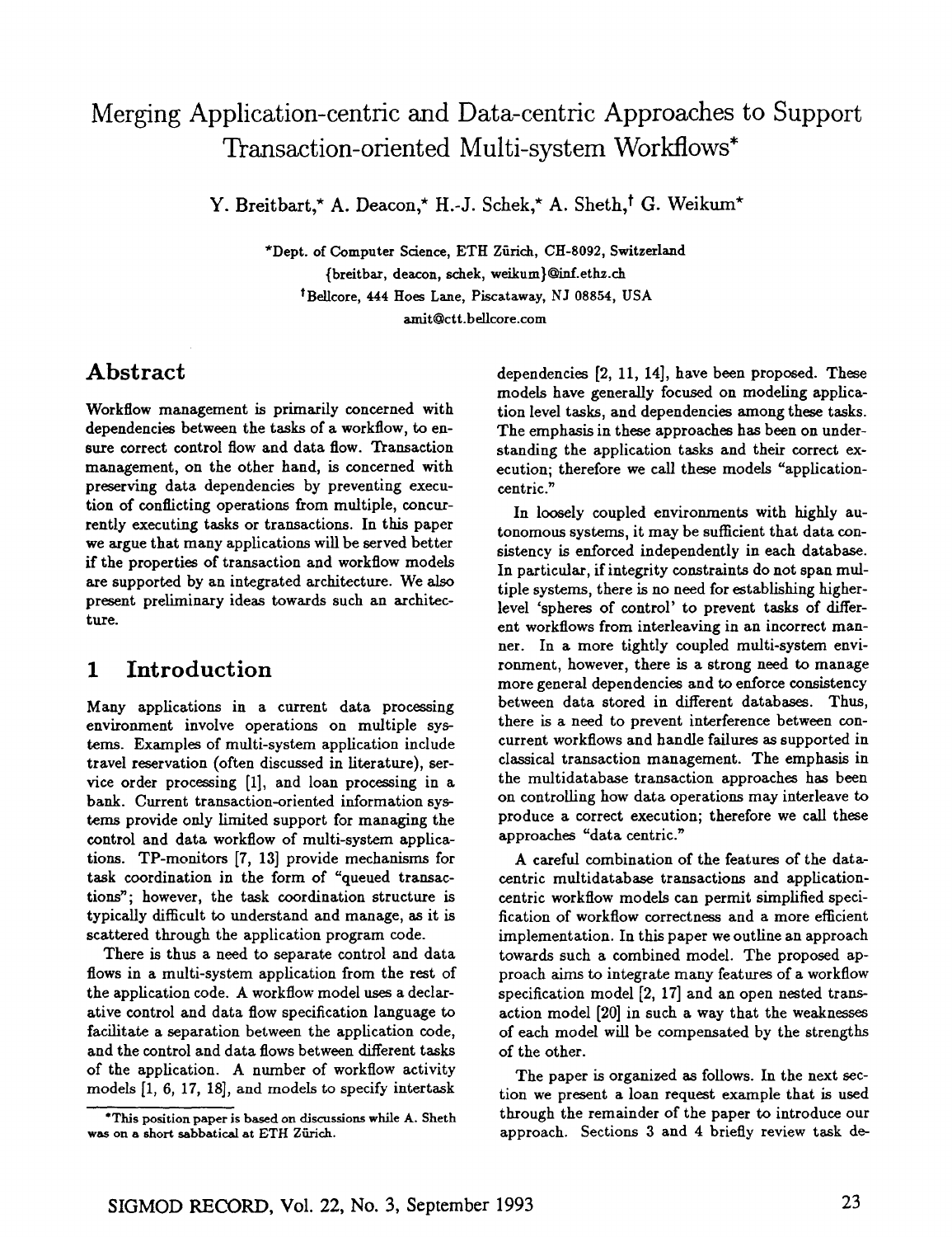# Merging Application-centric and Data-centric Approaches to Support Transaction-oriented Multi-system Workflows*

Y. Breitbart,* A. Deacon,* H.-J. Schek,* A. Sheth,† G. Weikum*

*Dept. of Computer Science, ETH Zürich, CH-8092, Switzerland
{breitbar, deacon, schek, weikum}@inf.ethz.ch
†Bellcore, 444 Hoes Lane, Piscataway, NJ 08854, USA
amit@ctt.bellcore.com

## Abstract

Workflow management is primarily concerned with dependencies between the tasks of a workflow, to ensure correct control flow and data flow. Transaction management, on the other hand, is concerned with preserving data dependencies by preventing execution of conflicting operations from multiple, concurrently executing tasks or transactions. In this paper we argue that many applications will be served better if the properties of transaction and workflow models are supported by an integrated architecture. We also present preliminary ideas towards such an architecture.

## 1 Introduction

Many applications in a current data processing environment involve operations on multiple systems. Examples of multi-system application include travel reservation (often discussed in literature), service order processing [1], and loan processing in a bank. Current transaction-oriented information systems provide only limited support for managing the control and data workflow of multi-system applications. TP-monitors [7, 13] provide mechanisms for task coordination in the form of "queued transactions"; however, the task coordination structure is typically difficult to understand and manage, as it is scattered through the application program code.

There is thus a need to separate control and data flows in a multi-system application from the rest of the application code. A workflow model uses a declarative control and data flow specification language to facilitate a separation between the application code, and the control and data flows between different tasks of the application. A number of workflow activity models [1, 6, 17, 18], and models to specify intertask dependencies [2, 11, 14], have been proposed. These models have generally focused on modeling application level tasks, and dependencies among these tasks. The emphasis in these approaches has been on understanding the application tasks and their correct execution; therefore we call these models "application-centric."

In loosely coupled environments with highly autonomous systems, it may be sufficient that data consistency is enforced independently in each database. In particular, if integrity constraints do not span multiple systems, there is no need for establishing higher-level 'spheres of control' to prevent tasks of different workflows from interleaving in an incorrect manner. In a more tightly coupled multi-system environment, however, there is a strong need to manage more general dependencies and to enforce consistency between data stored in different databases. Thus, there is a need to prevent interference between concurrent workflows and handle failures as supported in classical transaction management. The emphasis in the multidatabase transaction approaches has been on controlling how data operations may interleave to produce a correct execution; therefore we call these approaches "data centric."

A careful combination of the features of the data-centric multidatabase transactions and application-centric workflow models can permit simplified specification of workflow correctness and a more efficient implementation. In this paper we outline an approach towards such a combined model. The proposed approach aims to integrate many features of a workflow specification model [2, 17] and an open nested transaction model [20] in such a way that the weaknesses of each model will be compensated by the strengths of the other.

The paper is organized as follows. In the next section we present a loan request example that is used through the remainder of the paper to introduce our approach. Sections 3 and 4 briefly review task de-

*This position paper is based on discussions while A. Sheth was on a short sabbatical at ETH Zürich.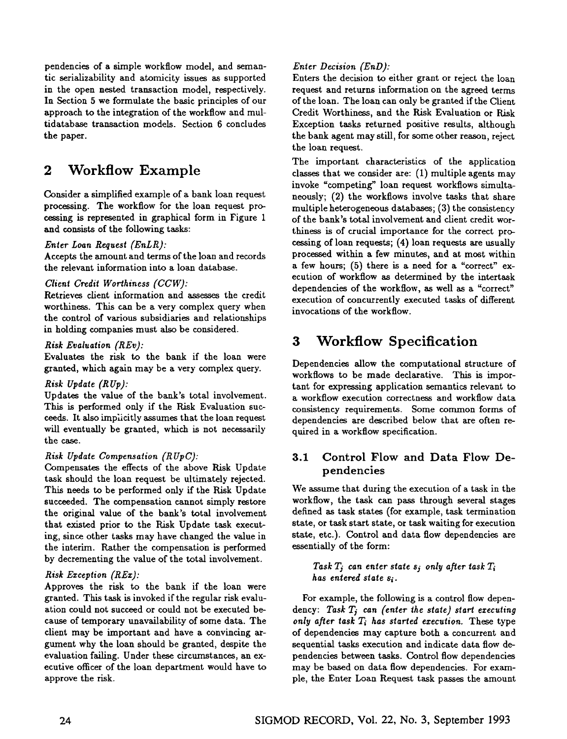pendencies of a simple workflow model, and semantic serializability and atomicity issues as supported in the open nested transaction model, respectively. In Section 5 we formulate the basic principles of our approach to the integration of the workflow and multidatabase transaction models. Section 6 concludes the paper.

## 2 Workflow Example

Consider a simplified example of a bank loan request processing. The workflow for the loan request processing is represented in graphical form in Figure 1 and consists of the following tasks:

*Enter Loan Request (EnLR):*
Accepts the amount and terms of the loan and records the relevant information into a loan database.

*Client Credit Worthiness (CCW):*
Retrieves client information and assesses the credit worthiness. This can be a very complex query when the control of various subsidiaries and relationships in holding companies must also be considered.

*Risk Evaluation (REv):*
Evaluates the risk to the bank if the loan were granted, which again may be a very complex query.

*Risk Update (RUp):*
Updates the value of the bank's total involvement. This is performed only if the Risk Evaluation succeeds. It also implicitly assumes that the loan request will eventually be granted, which is not necessarily the case.

*Risk Update Compensation (RUpC):*
Compensates the effects of the above Risk Update task should the loan request be ultimately rejected. This needs to be performed only if the Risk Update succeeded. The compensation cannot simply restore the original value of the bank's total involvement that existed prior to the Risk Update task executing, since other tasks may have changed the value in the interim. Rather the compensation is performed by decrementing the value of the total involvement.

*Risk Exception (REx):*
Approves the risk to the bank if the loan were granted. This task is invoked if the regular risk evaluation could not succeed or could not be executed because of temporary unavailability of some data. The client may be important and have a convincing argument why the loan should be granted, despite the evaluation failing. Under these circumstances, an executive officer of the loan department would have to approve the risk.

*Enter Decision (EnD):*
Enters the decision to either grant or reject the loan request and returns information on the agreed terms of the loan. The loan can only be granted if the Client Credit Worthiness, and the Risk Evaluation or Risk Exception tasks returned positive results, although the bank agent may still, for some other reason, reject the loan request.

The important characteristics of the application classes that we consider are: (1) multiple agents may invoke "competing" loan request workflows simultaneously; (2) the workflows involve tasks that share multiple heterogeneous databases; (3) the consistency of the bank's total involvement and client credit worthiness is of crucial importance for the correct processing of loan requests; (4) loan requests are usually processed within a few minutes, and at most within a few hours; (5) there is a need for a "correct" execution of workflow as determined by the intertask dependencies of the workflow, as well as a "correct" execution of concurrently executed tasks of different invocations of the workflow.

## 3 Workflow Specification

Dependencies allow the computational structure of workflows to be made declarative. This is important for expressing application semantics relevant to a workflow execution correctness and workflow data consistency requirements. Some common forms of dependencies are described below that are often required in a workflow specification.

### 3.1 Control Flow and Data Flow Dependencies

We assume that during the execution of a task in the workflow, the task can pass through several stages defined as task states (for example, task termination state, or task start state, or task waiting for execution state, etc.). Control and data flow dependencies are essentially of the form:

> *Task $T_j$ can enter state $s_j$ only after task $T_i$ has entered state $s_i$.*

For example, the following is a control flow dependency: *Task $T_j$ can (enter the state) start executing only after task $T_i$ has started execution.* These type of dependencies may capture both a concurrent and sequential tasks execution and indicate data flow dependencies between tasks. Control flow dependencies may be based on data flow dependencies. For example, the Enter Loan Request task passes the amount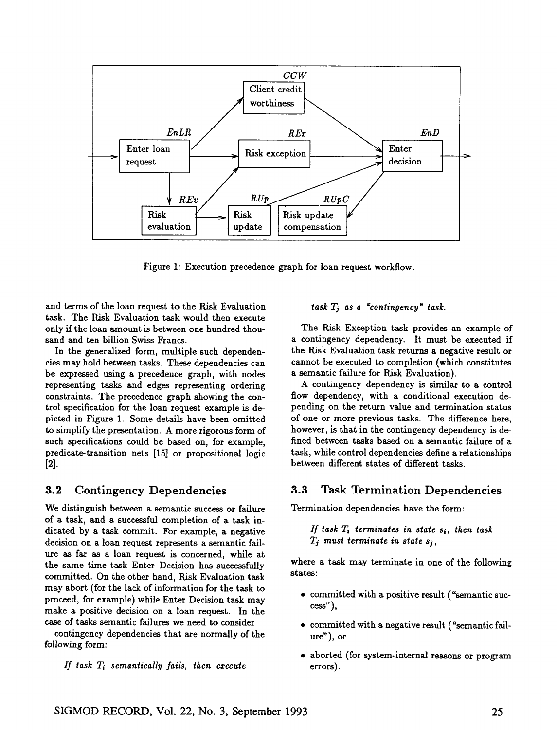Figure 1: Execution precedence graph for loan request workflow.

and terms of the loan request to the Risk Evaluation task. The Risk Evaluation task would then execute only if the loan amount is between one hundred thousand and ten billion Swiss Francs.

In the generalized form, multiple such dependencies may hold between tasks. These dependencies can be expressed using a precedence graph, with nodes representing tasks and edges representing ordering constraints. The precedence graph showing the control specification for the loan request example is depicted in Figure 1. Some details have been omitted to simplify the presentation. A more rigorous form of such specifications could be based on, for example, predicate-transition nets [15] or propositional logic [2].

## 3.2 Contingency Dependencies

We distinguish between a semantic success or failure of a task, and a successful completion of a task indicated by a task commit. For example, a negative decision on a loan request represents a semantic failure as far as a loan request is concerned, while at the same time task Enter Decision has successfully committed. On the other hand, Risk Evaluation task may abort (for the lack of information for the task to proceed, for example) while Enter Decision task may make a positive decision on a loan request. In the case of tasks semantic failures we need to consider contingency dependencies that are normally of the following form:

> *If task $T_i$ semantically fails, then execute task $T_j$ as a "contingency" task.*

The Risk Exception task provides an example of a contingency dependency. It must be executed if the Risk Evaluation task returns a negative result or cannot be executed to completion (which constitutes a semantic failure for Risk Evaluation).

A contingency dependency is similar to a control flow dependency, with a conditional execution depending on the return value and termination status of one or more previous tasks. The difference here, however, is that in the contingency dependency is defined between tasks based on a semantic failure of a task, while control dependencies define a relationships between different states of different tasks.

## 3.3 Task Termination Dependencies

Termination dependencies have the form:

> *If task $T_i$ terminates in state $s_i$, then task $T_j$ must terminate in state $s_j$,*

where a task may terminate in one of the following states:

- committed with a positive result ("semantic success"),
- committed with a negative result ("semantic failure"), or
- aborted (for system-internal reasons or program errors).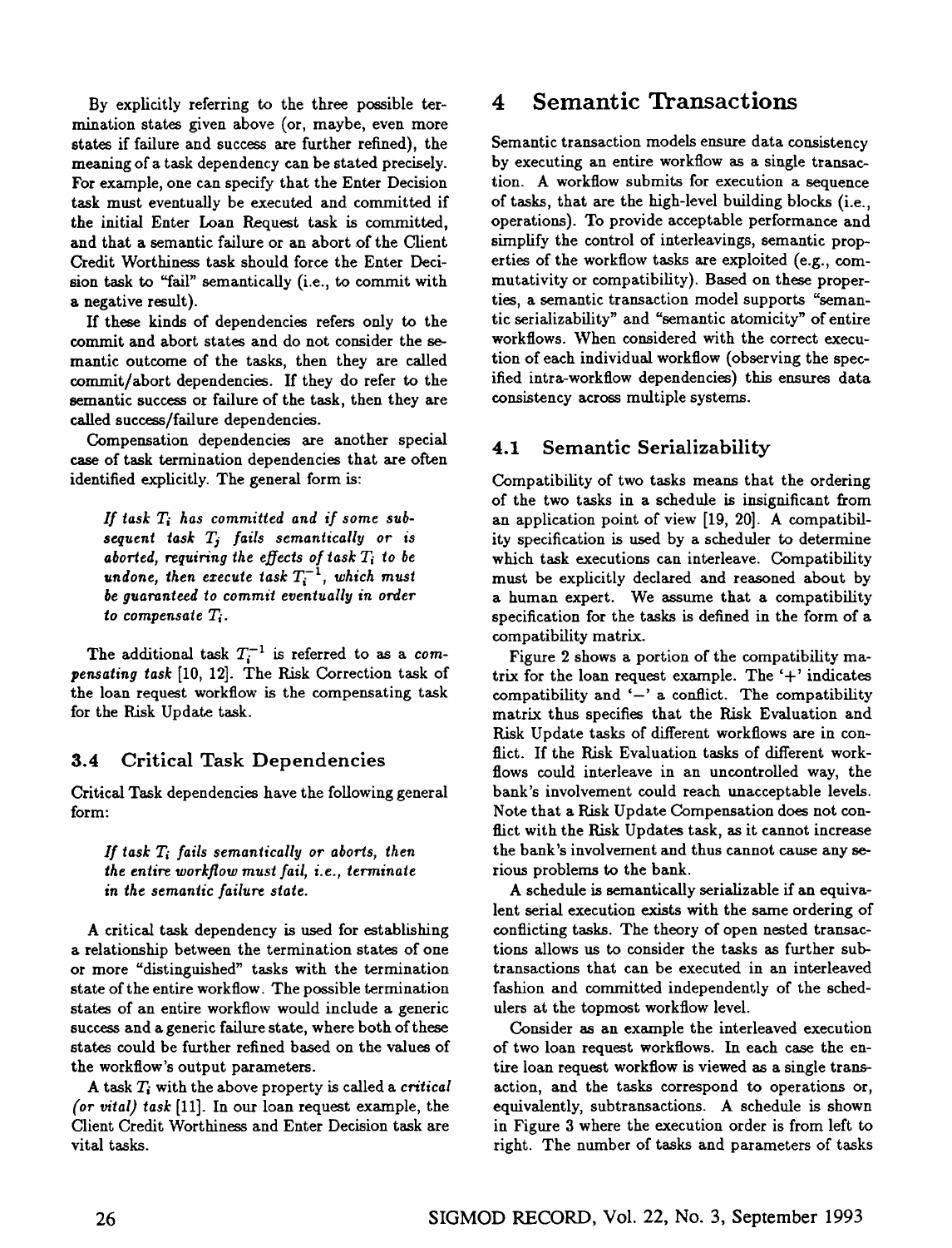By explicitly referring to the three possible termination states given above (or, maybe, even more states if failure and success are further refined), the meaning of a task dependency can be stated precisely. For example, one can specify that the Enter Decision task must eventually be executed and committed if the initial Enter Loan Request task is committed, and that a semantic failure or an abort of the Client Credit Worthiness task should force the Enter Decision task to "fail" semantically (i.e., to commit with a negative result).

If these kinds of dependencies refers only to the commit and abort states and do not consider the semantic outcome of the tasks, then they are called commit/abort dependencies. If they do refer to the semantic success or failure of the task, then they are called success/failure dependencies.

Compensation dependencies are another special case of task termination dependencies that are often identified explicitly. The general form is:

> *If task $T_i$ has committed and if some subsequent task $T_j$ fails semantically or is aborted, requiring the effects of task $T_i$ to be undone, then execute task $T_i^{-1}$, which must be guaranteed to commit eventually in order to compensate $T_i$.*

The additional task $T_i^{-1}$ is referred to as a *compensating task* [10, 12]. The Risk Correction task of the loan request workflow is the compensating task for the Risk Update task.

### 3.4 Critical Task Dependencies

Critical Task dependencies have the following general form:

> *If task $T_i$ fails semantically or aborts, then the entire workflow must fail, i.e., terminate in the semantic failure state.*

A critical task dependency is used for establishing a relationship between the termination states of one or more "distinguished" tasks with the termination state of the entire workflow. The possible termination states of an entire workflow would include a generic success and a generic failure state, where both of these states could be further refined based on the values of the workflow's output parameters.

A task $T_i$ with the above property is called a *critical (or vital) task* [11]. In our loan request example, the Client Credit Worthiness and Enter Decision task are vital tasks.

## 4 Semantic Transactions

Semantic transaction models ensure data consistency by executing an entire workflow as a single transaction. A workflow submits for execution a sequence of tasks, that are the high-level building blocks (i.e., operations). To provide acceptable performance and simplify the control of interleavings, semantic properties of the workflow tasks are exploited (e.g., commutativity or compatibility). Based on these properties, a semantic transaction model supports "semantic serializability" and "semantic atomicity" of entire workflows. When considered with the correct execution of each individual workflow (observing the specified intra-workflow dependencies) this ensures data consistency across multiple systems.

### 4.1 Semantic Serializability

Compatibility of two tasks means that the ordering of the two tasks in a schedule is insignificant from an application point of view [19, 20]. A compatibility specification is used by a scheduler to determine which task executions can interleave. Compatibility must be explicitly declared and reasoned about by a human expert. We assume that a compatibility specification for the tasks is defined in the form of a compatibility matrix.

Figure 2 shows a portion of the compatibility matrix for the loan request example. The '+' indicates compatibility and '−' a conflict. The compatibility matrix thus specifies that the Risk Evaluation and Risk Update tasks of different workflows are in conflict. If the Risk Evaluation tasks of different workflows could interleave in an uncontrolled way, the bank's involvement could reach unacceptable levels. Note that a Risk Update Compensation does not conflict with the Risk Updates task, as it cannot increase the bank's involvement and thus cannot cause any serious problems to the bank.

A schedule is semantically serializable if an equivalent serial execution exists with the same ordering of conflicting tasks. The theory of open nested transactions allows us to consider the tasks as further subtransactions that can be executed in an interleaved fashion and committed independently of the schedulers at the topmost workflow level.

Consider as an example the interleaved execution of two loan request workflows. In each case the entire loan request workflow is viewed as a single transaction, and the tasks correspond to operations or, equivalently, subtransactions. A schedule is shown in Figure 3 where the execution order is from left to right. The number of tasks and parameters of tasks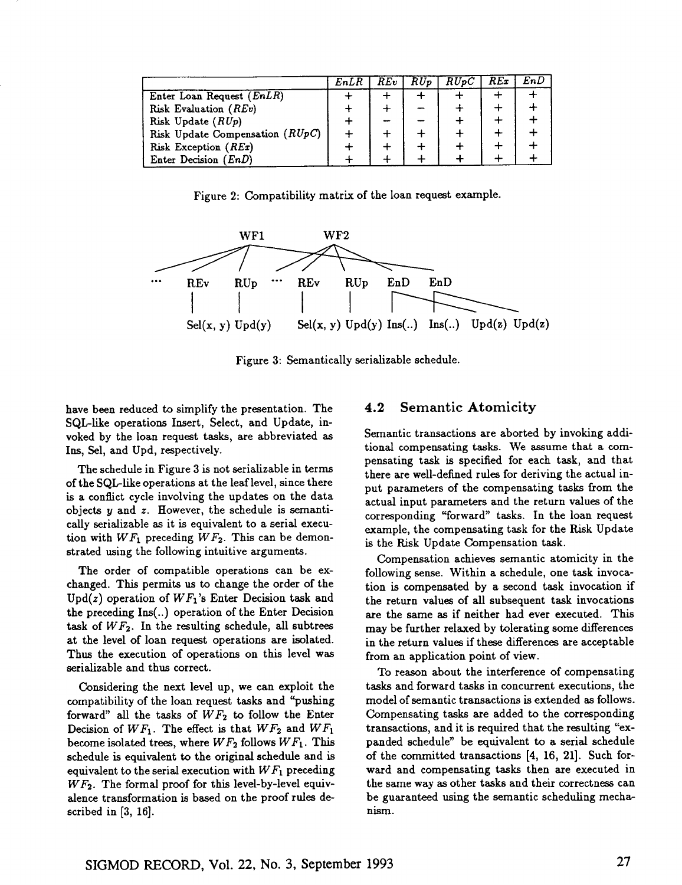| | *EnLR* | *REv* | *RUp* | *RUpC* | *REx* | *EnD* |
|---|---|---|---|---|---|---|
| Enter Loan Request (*EnLR*) | + | + | + | + | + | + |
| Risk Evaluation (*REv*) | + | + | − | + | + | + |
| Risk Update (*RUp*) | + | − | − | + | + | + |
| Risk Update Compensation (*RUpC*) | + | + | + | + | + | + |
| Risk Exception (*REx*) | + | + | + | + | + | + |
| Enter Decision (*EnD*) | + | + | + | + | + | + |

Figure 2: Compatibility matrix of the loan request example.

```
            WF1              WF2

...   REv    RUp   ...   REv    RUp   EnD    EnD
       |      |           |      |
Sel(x, y) Upd(y)     Sel(x, y) Upd(y) Ins(..) Ins(..) Upd(z) Upd(z)
```

Figure 3: Semantically serializable schedule.

have been reduced to simplify the presentation. The SQL-like operations Insert, Select, and Update, invoked by the loan request tasks, are abbreviated as Ins, Sel, and Upd, respectively.

The schedule in Figure 3 is not serializable in terms of the SQL-like operations at the leaf level, since there is a conflict cycle involving the updates on the data objects $y$ and $z$. However, the schedule is semantically serializable as it is equivalent to a serial execution with $WF_1$ preceding $WF_2$. This can be demonstrated using the following intuitive arguments.

The order of compatible operations can be exchanged. This permits us to change the order of the Upd($z$) operation of $WF_1$'s Enter Decision task and the preceding Ins(..) operation of the Enter Decision task of $WF_2$. In the resulting schedule, all subtrees at the level of loan request operations are isolated. Thus the execution of operations on this level was serializable and thus correct.

Considering the next level up, we can exploit the compatibility of the loan request tasks and "pushing forward" all the tasks of $WF_2$ to follow the Enter Decision of $WF_1$. The effect is that $WF_2$ and $WF_1$ become isolated trees, where $WF_2$ follows $WF_1$. This schedule is equivalent to the original schedule and is equivalent to the serial execution with $WF_1$ preceding $WF_2$. The formal proof for this level-by-level equivalence transformation is based on the proof rules described in [3, 16].

## 4.2 Semantic Atomicity

Semantic transactions are aborted by invoking additional compensating tasks. We assume that a compensating task is specified for each task, and that there are well-defined rules for deriving the actual input parameters of the compensating tasks from the actual input parameters and the return values of the corresponding "forward" tasks. In the loan request example, the compensating task for the Risk Update is the Risk Update Compensation task.

Compensation achieves semantic atomicity in the following sense. Within a schedule, one task invocation is compensated by a second task invocation if the return values of all subsequent task invocations are the same as if neither had ever executed. This may be further relaxed by tolerating some differences in the return values if these differences are acceptable from an application point of view.

To reason about the interference of compensating tasks and forward tasks in concurrent executions, the model of semantic transactions is extended as follows. Compensating tasks are added to the corresponding transactions, and it is required that the resulting "expanded schedule" be equivalent to a serial schedule of the committed transactions [4, 16, 21]. Such forward and compensating tasks then are executed in the same way as other tasks and their correctness can be guaranteed using the semantic scheduling mechanism.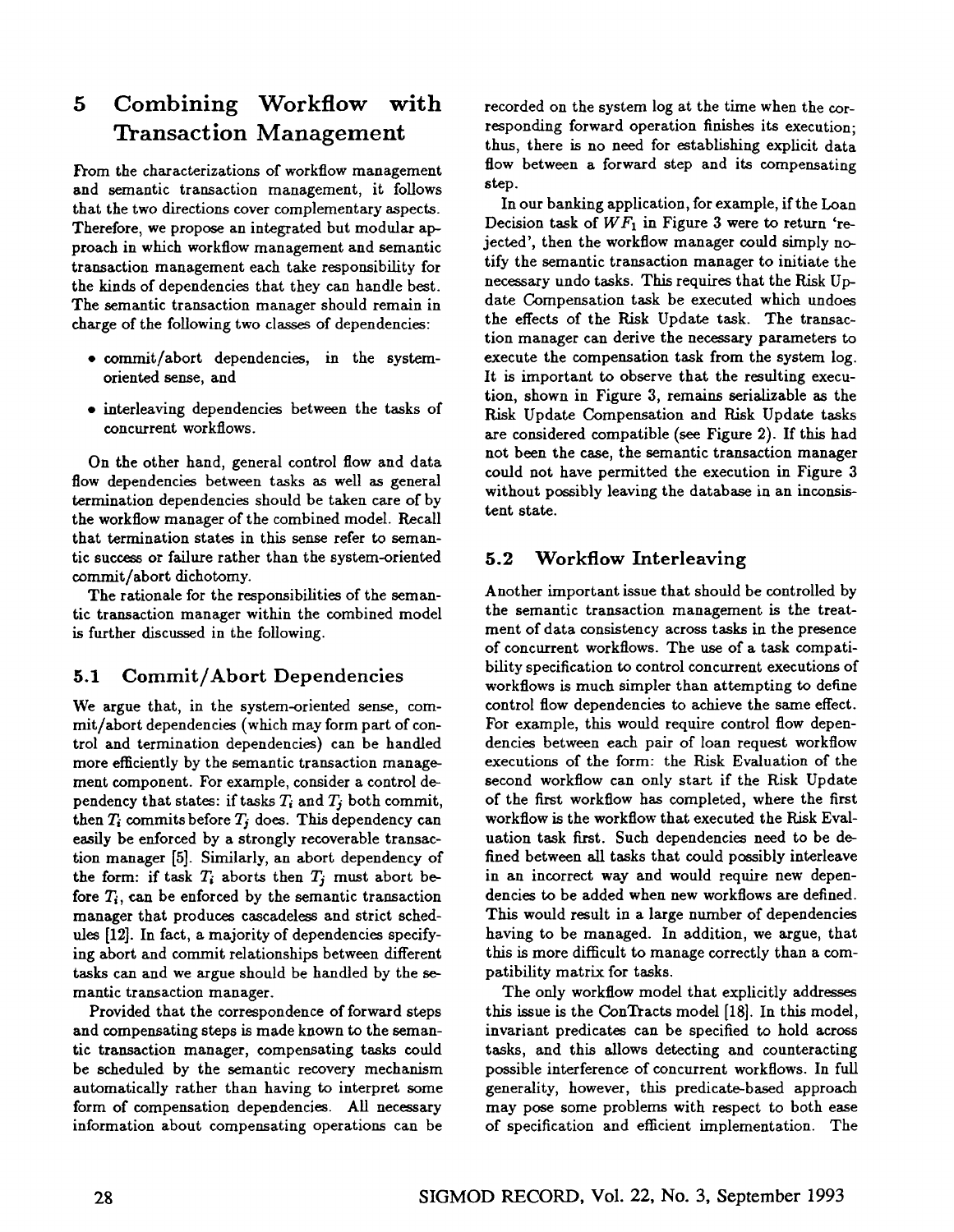# 5 Combining Workflow with Transaction Management

From the characterizations of workflow management and semantic transaction management, it follows that the two directions cover complementary aspects. Therefore, we propose an integrated but modular approach in which workflow management and semantic transaction management each take responsibility for the kinds of dependencies that they can handle best. The semantic transaction manager should remain in charge of the following two classes of dependencies:

- commit/abort dependencies, in the system-oriented sense, and
- interleaving dependencies between the tasks of concurrent workflows.

On the other hand, general control flow and data flow dependencies between tasks as well as general termination dependencies should be taken care of by the workflow manager of the combined model. Recall that termination states in this sense refer to semantic success or failure rather than the system-oriented commit/abort dichotomy.

The rationale for the responsibilities of the semantic transaction manager within the combined model is further discussed in the following.

## 5.1 Commit/Abort Dependencies

We argue that, in the system-oriented sense, commit/abort dependencies (which may form part of control and termination dependencies) can be handled more efficiently by the semantic transaction management component. For example, consider a control dependency that states: if tasks $T_i$ and $T_j$ both commit, then $T_i$ commits before $T_j$ does. This dependency can easily be enforced by a strongly recoverable transaction manager [5]. Similarly, an abort dependency of the form: if task $T_i$ aborts then $T_j$ must abort before $T_i$, can be enforced by the semantic transaction manager that produces cascadeless and strict schedules [12]. In fact, a majority of dependencies specifying abort and commit relationships between different tasks can and we argue should be handled by the semantic transaction manager.

Provided that the correspondence of forward steps and compensating steps is made known to the semantic transaction manager, compensating tasks could be scheduled by the semantic recovery mechanism automatically rather than having to interpret some form of compensation dependencies. All necessary information about compensating operations can be recorded on the system log at the time when the corresponding forward operation finishes its execution; thus, there is no need for establishing explicit data flow between a forward step and its compensating step.

In our banking application, for example, if the Loan Decision task of $WF_1$ in Figure 3 were to return 'rejected', then the workflow manager could simply notify the semantic transaction manager to initiate the necessary undo tasks. This requires that the Risk Update Compensation task be executed which undoes the effects of the Risk Update task. The transaction manager can derive the necessary parameters to execute the compensation task from the system log. It is important to observe that the resulting execution, shown in Figure 3, remains serializable as the Risk Update Compensation and Risk Update tasks are considered compatible (see Figure 2). If this had not been the case, the semantic transaction manager could not have permitted the execution in Figure 3 without possibly leaving the database in an inconsistent state.

## 5.2 Workflow Interleaving

Another important issue that should be controlled by the semantic transaction management is the treatment of data consistency across tasks in the presence of concurrent workflows. The use of a task compatibility specification to control concurrent executions of workflows is much simpler than attempting to define control flow dependencies to achieve the same effect. For example, this would require control flow dependencies between each pair of loan request workflow executions of the form: the Risk Evaluation of the second workflow can only start if the Risk Update of the first workflow has completed, where the first workflow is the workflow that executed the Risk Evaluation task first. Such dependencies need to be defined between all tasks that could possibly interleave in an incorrect way and would require new dependencies to be added when new workflows are defined. This would result in a large number of dependencies having to be managed. In addition, we argue, that this is more difficult to manage correctly than a compatibility matrix for tasks.

The only workflow model that explicitly addresses this issue is the ConTracts model [18]. In this model, invariant predicates can be specified to hold across tasks, and this allows detecting and counteracting possible interference of concurrent workflows. In full generality, however, this predicate-based approach may pose some problems with respect to both ease of specification and efficient implementation. The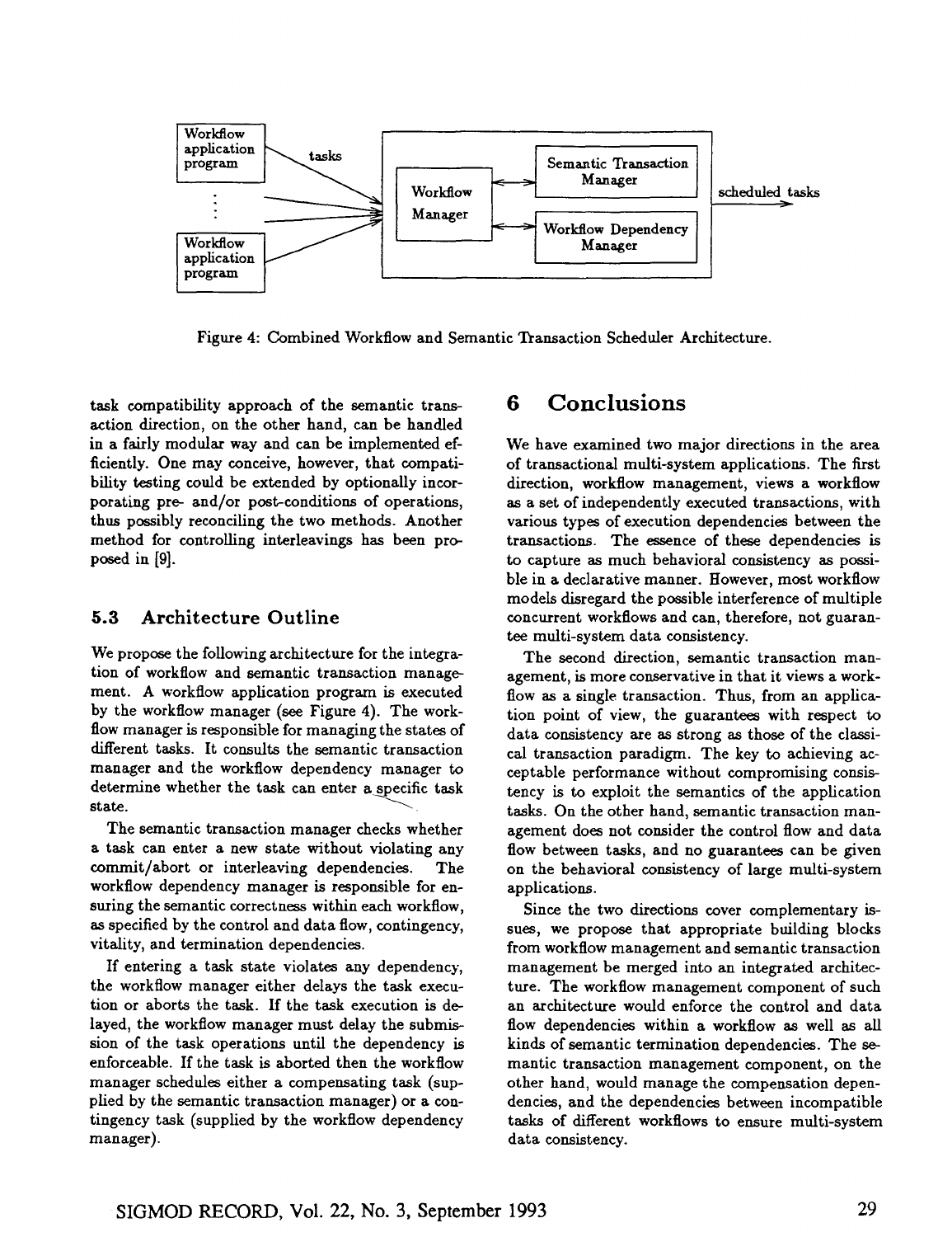Figure 4: Combined Workflow and Semantic Transaction Scheduler Architecture.

task compatibility approach of the semantic transaction direction, on the other hand, can be handled in a fairly modular way and can be implemented efficiently. One may conceive, however, that compatibility testing could be extended by optionally incorporating pre- and/or post-conditions of operations, thus possibly reconciling the two methods. Another method for controlling interleavings has been proposed in [9].

### 5.3 Architecture Outline

We propose the following architecture for the integration of workflow and semantic transaction management. A workflow application program is executed by the workflow manager (see Figure 4). The workflow manager is responsible for managing the states of different tasks. It consults the semantic transaction manager and the workflow dependency manager to determine whether the task can enter a specific task state.

The semantic transaction manager checks whether a task can enter a new state without violating any commit/abort or interleaving dependencies. The workflow dependency manager is responsible for ensuring the semantic correctness within each workflow, as specified by the control and data flow, contingency, vitality, and termination dependencies.

If entering a task state violates any dependency, the workflow manager either delays the task execution or aborts the task. If the task execution is delayed, the workflow manager must delay the submission of the task operations until the dependency is enforceable. If the task is aborted then the workflow manager schedules either a compensating task (supplied by the semantic transaction manager) or a contingency task (supplied by the workflow dependency manager).

## 6 Conclusions

We have examined two major directions in the area of transactional multi-system applications. The first direction, workflow management, views a workflow as a set of independently executed transactions, with various types of execution dependencies between the transactions. The essence of these dependencies is to capture as much behavioral consistency as possible in a declarative manner. However, most workflow models disregard the possible interference of multiple concurrent workflows and can, therefore, not guarantee multi-system data consistency.

The second direction, semantic transaction management, is more conservative in that it views a workflow as a single transaction. Thus, from an application point of view, the guarantees with respect to data consistency are as strong as those of the classical transaction paradigm. The key to achieving acceptable performance without compromising consistency is to exploit the semantics of the application tasks. On the other hand, semantic transaction management does not consider the control flow and data flow between tasks, and no guarantees can be given on the behavioral consistency of large multi-system applications.

Since the two directions cover complementary issues, we propose that appropriate building blocks from workflow management and semantic transaction management be merged into an integrated architecture. The workflow management component of such an architecture would enforce the control and data flow dependencies within a workflow as well as all kinds of semantic termination dependencies. The semantic transaction management component, on the other hand, would manage the compensation dependencies, and the dependencies between incompatible tasks of different workflows to ensure multi-system data consistency.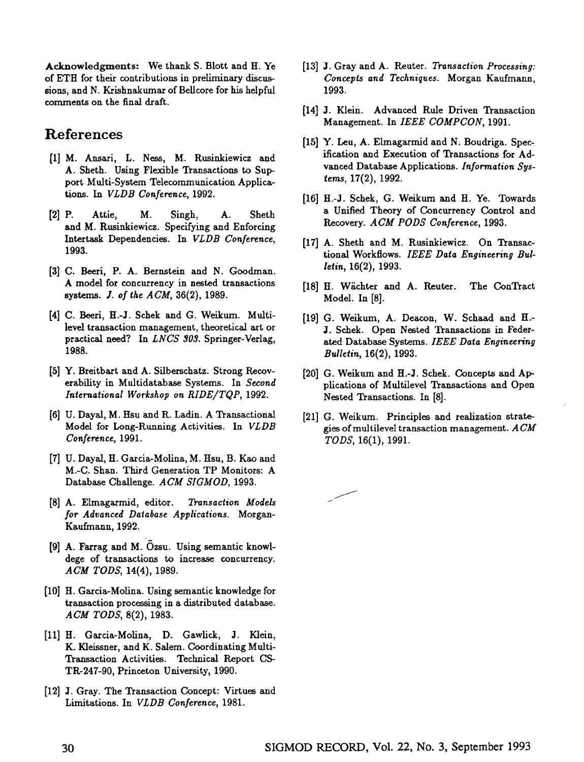**Acknowledgments:** We thank S. Blott and H. Ye of ETH for their contributions in preliminary discussions, and N. Krishnakumar of Bellcore for his helpful comments on the final draft.

## References

[1] M. Ansari, L. Ness, M. Rusinkiewicz and A. Sheth. Using Flexible Transactions to Support Multi-System Telecommunication Applications. In *VLDB Conference*, 1992.

[2] P. Attie, M. Singh, A. Sheth and M. Rusinkiewicz. Specifying and Enforcing Intertask Dependencies. In *VLDB Conference*, 1993.

[3] C. Beeri, P. A. Bernstein and N. Goodman. A model for concurrency in nested transactions systems. *J. of the ACM*, 36(2), 1989.

[4] C. Beeri, H.-J. Schek and G. Weikum. Multilevel transaction management, theoretical art or practical need? In *LNCS 303*. Springer-Verlag, 1988.

[5] Y. Breitbart and A. Silberschatz. Strong Recoverability in Multidatabase Systems. In *Second International Workshop on RIDE/TQP*, 1992.

[6] U. Dayal, M. Hsu and R. Ladin. A Transactional Model for Long-Running Activities. In *VLDB Conference*, 1991.

[7] U. Dayal, H. Garcia-Molina, M. Hsu, B. Kao and M.-C. Shan. Third Generation TP Monitors: A Database Challenge. *ACM SIGMOD*, 1993.

[8] A. Elmagarmid, editor. *Transaction Models for Advanced Database Applications*. Morgan-Kaufmann, 1992.

[9] A. Farrag and M. Özsu. Using semantic knowldege of transactions to increase concurrency. *ACM TODS*, 14(4), 1989.

[10] H. Garcia-Molina. Using semantic knowledge for transaction processing in a distributed database. *ACM TODS*, 8(2), 1983.

[11] H. Garcia-Molina, D. Gawlick, J. Klein, K. Kleissner, and K. Salem. Coordinating Multi-Transaction Activities. Technical Report CS-TR-247-90, Princeton University, 1990.

[12] J. Gray. The Transaction Concept: Virtues and Limitations. In *VLDB Conference*, 1981.

[13] J. Gray and A. Reuter. *Transaction Processing: Concepts and Techniques*. Morgan Kaufmann, 1993.

[14] J. Klein. Advanced Rule Driven Transaction Management. In *IEEE COMPCON*, 1991.

[15] Y. Leu, A. Elmagarmid and N. Boudriga. Specification and Execution of Transactions for Advanced Database Applications. *Information Systems*, 17(2), 1992.

[16] H.-J. Schek, G. Weikum and H. Ye. Towards a Unified Theory of Concurrency Control and Recovery. *ACM PODS Conference*, 1993.

[17] A. Sheth and M. Rusinkiewicz. On Transactional Workflows. *IEEE Data Engineering Bulletin*, 16(2), 1993.

[18] H. Wächter and A. Reuter. The ConTract Model. In [8].

[19] G. Weikum, A. Deacon, W. Schaad and H.-J. Schek. Open Nested Transactions in Federated Database Systems. *IEEE Data Engineering Bulletin*, 16(2), 1993.

[20] G. Weikum and H.-J. Schek. Concepts and Applications of Multilevel Transactions and Open Nested Transactions. In [8].

[21] G. Weikum. Principles and realization strategies of multilevel transaction management. *ACM TODS*, 16(1), 1991.